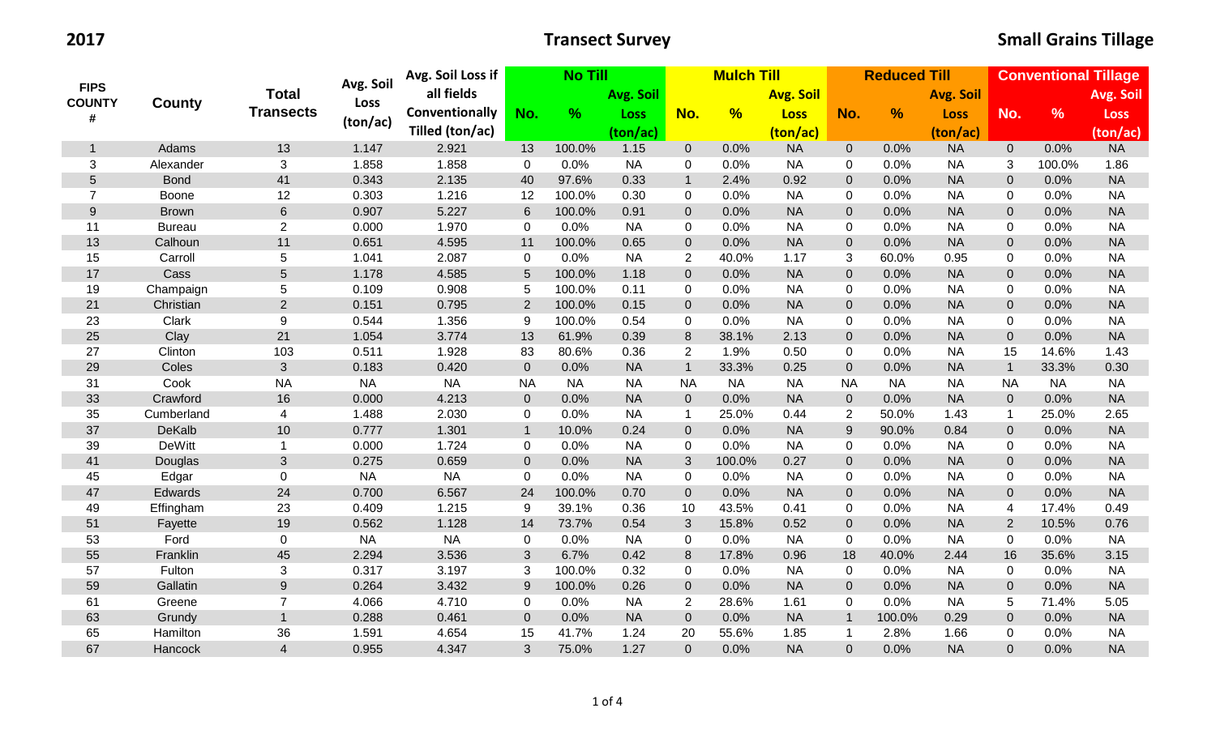**2017** **Transect Survey** **Small Grains Tillage**

| FIPS COUNTY # | County | Total Transects | Avg. Soil Loss (ton/ac) | Avg. Soil Loss if all fields Conventionally Tilled (ton/ac) | No Till | | | Mulch Till | | | Reduced Till | | | Conventional Tillage | | |
|---|---|---|---|---|---|---|---|---|---|---|---|---|---|---|---|---|
| | | | | | No. | % | Avg. Soil Loss (ton/ac) | No. | % | Avg. Soil Loss (ton/ac) | No. | % | Avg. Soil Loss (ton/ac) | No. | % | Avg. Soil Loss (ton/ac) |
| 1 | Adams | 13 | 1.147 | 2.921 | 13 | 100.0% | 1.15 | 0 | 0.0% | NA | 0 | 0.0% | NA | 0 | 0.0% | NA |
| 3 | Alexander | 3 | 1.858 | 1.858 | 0 | 0.0% | NA | 0 | 0.0% | NA | 0 | 0.0% | NA | 3 | 100.0% | 1.86 |
| 5 | Bond | 41 | 0.343 | 2.135 | 40 | 97.6% | 0.33 | 1 | 2.4% | 0.92 | 0 | 0.0% | NA | 0 | 0.0% | NA |
| 7 | Boone | 12 | 0.303 | 1.216 | 12 | 100.0% | 0.30 | 0 | 0.0% | NA | 0 | 0.0% | NA | 0 | 0.0% | NA |
| 9 | Brown | 6 | 0.907 | 5.227 | 6 | 100.0% | 0.91 | 0 | 0.0% | NA | 0 | 0.0% | NA | 0 | 0.0% | NA |
| 11 | Bureau | 2 | 0.000 | 1.970 | 0 | 0.0% | NA | 0 | 0.0% | NA | 0 | 0.0% | NA | 0 | 0.0% | NA |
| 13 | Calhoun | 11 | 0.651 | 4.595 | 11 | 100.0% | 0.65 | 0 | 0.0% | NA | 0 | 0.0% | NA | 0 | 0.0% | NA |
| 15 | Carroll | 5 | 1.041 | 2.087 | 0 | 0.0% | NA | 2 | 40.0% | 1.17 | 3 | 60.0% | 0.95 | 0 | 0.0% | NA |
| 17 | Cass | 5 | 1.178 | 4.585 | 5 | 100.0% | 1.18 | 0 | 0.0% | NA | 0 | 0.0% | NA | 0 | 0.0% | NA |
| 19 | Champaign | 5 | 0.109 | 0.908 | 5 | 100.0% | 0.11 | 0 | 0.0% | NA | 0 | 0.0% | NA | 0 | 0.0% | NA |
| 21 | Christian | 2 | 0.151 | 0.795 | 2 | 100.0% | 0.15 | 0 | 0.0% | NA | 0 | 0.0% | NA | 0 | 0.0% | NA |
| 23 | Clark | 9 | 0.544 | 1.356 | 9 | 100.0% | 0.54 | 0 | 0.0% | NA | 0 | 0.0% | NA | 0 | 0.0% | NA |
| 25 | Clay | 21 | 1.054 | 3.774 | 13 | 61.9% | 0.39 | 8 | 38.1% | 2.13 | 0 | 0.0% | NA | 0 | 0.0% | NA |
| 27 | Clinton | 103 | 0.511 | 1.928 | 83 | 80.6% | 0.36 | 2 | 1.9% | 0.50 | 0 | 0.0% | NA | 15 | 14.6% | 1.43 |
| 29 | Coles | 3 | 0.183 | 0.420 | 0 | 0.0% | NA | 1 | 33.3% | 0.25 | 0 | 0.0% | NA | 1 | 33.3% | 0.30 |
| 31 | Cook | NA | NA | NA | NA | NA | NA | NA | NA | NA | NA | NA | NA | NA | NA | NA |
| 33 | Crawford | 16 | 0.000 | 4.213 | 0 | 0.0% | NA | 0 | 0.0% | NA | 0 | 0.0% | NA | 0 | 0.0% | NA |
| 35 | Cumberland | 4 | 1.488 | 2.030 | 0 | 0.0% | NA | 1 | 25.0% | 0.44 | 2 | 50.0% | 1.43 | 1 | 25.0% | 2.65 |
| 37 | DeKalb | 10 | 0.777 | 1.301 | 1 | 10.0% | 0.24 | 0 | 0.0% | NA | 9 | 90.0% | 0.84 | 0 | 0.0% | NA |
| 39 | DeWitt | 1 | 0.000 | 1.724 | 0 | 0.0% | NA | 0 | 0.0% | NA | 0 | 0.0% | NA | 0 | 0.0% | NA |
| 41 | Douglas | 3 | 0.275 | 0.659 | 0 | 0.0% | NA | 3 | 100.0% | 0.27 | 0 | 0.0% | NA | 0 | 0.0% | NA |
| 45 | Edgar | 0 | NA | NA | 0 | 0.0% | NA | 0 | 0.0% | NA | 0 | 0.0% | NA | 0 | 0.0% | NA |
| 47 | Edwards | 24 | 0.700 | 6.567 | 24 | 100.0% | 0.70 | 0 | 0.0% | NA | 0 | 0.0% | NA | 0 | 0.0% | NA |
| 49 | Effingham | 23 | 0.409 | 1.215 | 9 | 39.1% | 0.36 | 10 | 43.5% | 0.41 | 0 | 0.0% | NA | 4 | 17.4% | 0.49 |
| 51 | Fayette | 19 | 0.562 | 1.128 | 14 | 73.7% | 0.54 | 3 | 15.8% | 0.52 | 0 | 0.0% | NA | 2 | 10.5% | 0.76 |
| 53 | Ford | 0 | NA | NA | 0 | 0.0% | NA | 0 | 0.0% | NA | 0 | 0.0% | NA | 0 | 0.0% | NA |
| 55 | Franklin | 45 | 2.294 | 3.536 | 3 | 6.7% | 0.42 | 8 | 17.8% | 0.96 | 18 | 40.0% | 2.44 | 16 | 35.6% | 3.15 |
| 57 | Fulton | 3 | 0.317 | 3.197 | 3 | 100.0% | 0.32 | 0 | 0.0% | NA | 0 | 0.0% | NA | 0 | 0.0% | NA |
| 59 | Gallatin | 9 | 0.264 | 3.432 | 9 | 100.0% | 0.26 | 0 | 0.0% | NA | 0 | 0.0% | NA | 0 | 0.0% | NA |
| 61 | Greene | 7 | 4.066 | 4.710 | 0 | 0.0% | NA | 2 | 28.6% | 1.61 | 0 | 0.0% | NA | 5 | 71.4% | 5.05 |
| 63 | Grundy | 1 | 0.288 | 0.461 | 0 | 0.0% | NA | 0 | 0.0% | NA | 1 | 100.0% | 0.29 | 0 | 0.0% | NA |
| 65 | Hamilton | 36 | 1.591 | 4.654 | 15 | 41.7% | 1.24 | 20 | 55.6% | 1.85 | 1 | 2.8% | 1.66 | 0 | 0.0% | NA |
| 67 | Hancock | 4 | 0.955 | 4.347 | 3 | 75.0% | 1.27 | 0 | 0.0% | NA | 0 | 0.0% | NA | 0 | 0.0% | NA |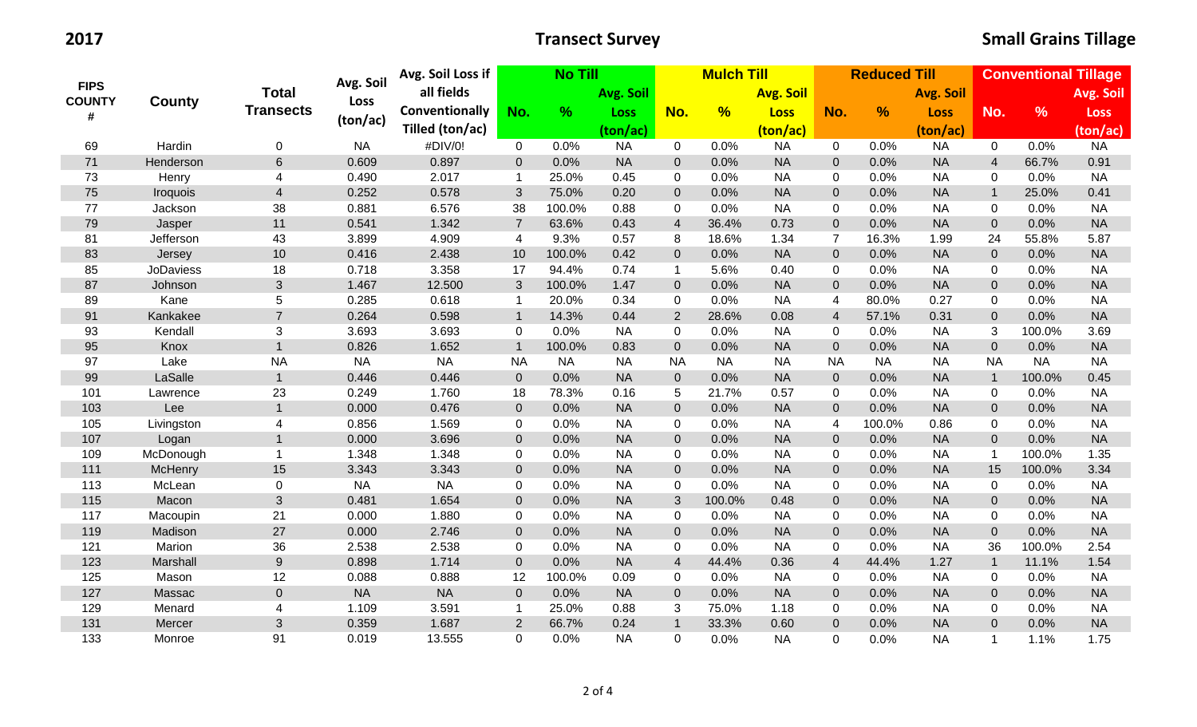**2017** **Transect Survey** **Small Grains Tillage**

| FIPS COUNTY # | County | Total Transects | Avg. Soil Loss (ton/ac) | Avg. Soil Loss if all fields Conventionally Tilled (ton/ac) | No Till | | | Mulch Till | | | Reduced Till | | | Conventional Tillage | | |
|---|---|---|---|---|---|---|---|---|---|---|---|---|---|---|---|---|
| | | | | | No. | % | Avg. Soil Loss (ton/ac) | No. | % | Avg. Soil Loss (ton/ac) | No. | % | Avg. Soil Loss (ton/ac) | No. | % | Avg. Soil Loss (ton/ac) |
| 69 | Hardin | 0 | NA | #DIV/0! | 0 | 0.0% | NA | 0 | 0.0% | NA | 0 | 0.0% | NA | 0 | 0.0% | NA |
| 71 | Henderson | 6 | 0.609 | 0.897 | 0 | 0.0% | NA | 0 | 0.0% | NA | 0 | 0.0% | NA | 4 | 66.7% | 0.91 |
| 73 | Henry | 4 | 0.490 | 2.017 | 1 | 25.0% | 0.45 | 0 | 0.0% | NA | 0 | 0.0% | NA | 0 | 0.0% | NA |
| 75 | Iroquois | 4 | 0.252 | 0.578 | 3 | 75.0% | 0.20 | 0 | 0.0% | NA | 0 | 0.0% | NA | 1 | 25.0% | 0.41 |
| 77 | Jackson | 38 | 0.881 | 6.576 | 38 | 100.0% | 0.88 | 0 | 0.0% | NA | 0 | 0.0% | NA | 0 | 0.0% | NA |
| 79 | Jasper | 11 | 0.541 | 1.342 | 7 | 63.6% | 0.43 | 4 | 36.4% | 0.73 | 0 | 0.0% | NA | 0 | 0.0% | NA |
| 81 | Jefferson | 43 | 3.899 | 4.909 | 4 | 9.3% | 0.57 | 8 | 18.6% | 1.34 | 7 | 16.3% | 1.99 | 24 | 55.8% | 5.87 |
| 83 | Jersey | 10 | 0.416 | 2.438 | 10 | 100.0% | 0.42 | 0 | 0.0% | NA | 0 | 0.0% | NA | 0 | 0.0% | NA |
| 85 | JoDaviess | 18 | 0.718 | 3.358 | 17 | 94.4% | 0.74 | 1 | 5.6% | 0.40 | 0 | 0.0% | NA | 0 | 0.0% | NA |
| 87 | Johnson | 3 | 1.467 | 12.500 | 3 | 100.0% | 1.47 | 0 | 0.0% | NA | 0 | 0.0% | NA | 0 | 0.0% | NA |
| 89 | Kane | 5 | 0.285 | 0.618 | 1 | 20.0% | 0.34 | 0 | 0.0% | NA | 4 | 80.0% | 0.27 | 0 | 0.0% | NA |
| 91 | Kankakee | 7 | 0.264 | 0.598 | 1 | 14.3% | 0.44 | 2 | 28.6% | 0.08 | 4 | 57.1% | 0.31 | 0 | 0.0% | NA |
| 93 | Kendall | 3 | 3.693 | 3.693 | 0 | 0.0% | NA | 0 | 0.0% | NA | 0 | 0.0% | NA | 3 | 100.0% | 3.69 |
| 95 | Knox | 1 | 0.826 | 1.652 | 1 | 100.0% | 0.83 | 0 | 0.0% | NA | 0 | 0.0% | NA | 0 | 0.0% | NA |
| 97 | Lake | NA | NA | NA | NA | NA | NA | NA | NA | NA | NA | NA | NA | NA | NA | NA |
| 99 | LaSalle | 1 | 0.446 | 0.446 | 0 | 0.0% | NA | 0 | 0.0% | NA | 0 | 0.0% | NA | 1 | 100.0% | 0.45 |
| 101 | Lawrence | 23 | 0.249 | 1.760 | 18 | 78.3% | 0.16 | 5 | 21.7% | 0.57 | 0 | 0.0% | NA | 0 | 0.0% | NA |
| 103 | Lee | 1 | 0.000 | 0.476 | 0 | 0.0% | NA | 0 | 0.0% | NA | 0 | 0.0% | NA | 0 | 0.0% | NA |
| 105 | Livingston | 4 | 0.856 | 1.569 | 0 | 0.0% | NA | 0 | 0.0% | NA | 4 | 100.0% | 0.86 | 0 | 0.0% | NA |
| 107 | Logan | 1 | 0.000 | 3.696 | 0 | 0.0% | NA | 0 | 0.0% | NA | 0 | 0.0% | NA | 0 | 0.0% | NA |
| 109 | McDonough | 1 | 1.348 | 1.348 | 0 | 0.0% | NA | 0 | 0.0% | NA | 0 | 0.0% | NA | 1 | 100.0% | 1.35 |
| 111 | McHenry | 15 | 3.343 | 3.343 | 0 | 0.0% | NA | 0 | 0.0% | NA | 0 | 0.0% | NA | 15 | 100.0% | 3.34 |
| 113 | McLean | 0 | NA | NA | 0 | 0.0% | NA | 0 | 0.0% | NA | 0 | 0.0% | NA | 0 | 0.0% | NA |
| 115 | Macon | 3 | 0.481 | 1.654 | 0 | 0.0% | NA | 3 | 100.0% | 0.48 | 0 | 0.0% | NA | 0 | 0.0% | NA |
| 117 | Macoupin | 21 | 0.000 | 1.880 | 0 | 0.0% | NA | 0 | 0.0% | NA | 0 | 0.0% | NA | 0 | 0.0% | NA |
| 119 | Madison | 27 | 0.000 | 2.746 | 0 | 0.0% | NA | 0 | 0.0% | NA | 0 | 0.0% | NA | 0 | 0.0% | NA |
| 121 | Marion | 36 | 2.538 | 2.538 | 0 | 0.0% | NA | 0 | 0.0% | NA | 0 | 0.0% | NA | 36 | 100.0% | 2.54 |
| 123 | Marshall | 9 | 0.898 | 1.714 | 0 | 0.0% | NA | 4 | 44.4% | 0.36 | 4 | 44.4% | 1.27 | 1 | 11.1% | 1.54 |
| 125 | Mason | 12 | 0.088 | 0.888 | 12 | 100.0% | 0.09 | 0 | 0.0% | NA | 0 | 0.0% | NA | 0 | 0.0% | NA |
| 127 | Massac | 0 | NA | NA | 0 | 0.0% | NA | 0 | 0.0% | NA | 0 | 0.0% | NA | 0 | 0.0% | NA |
| 129 | Menard | 4 | 1.109 | 3.591 | 1 | 25.0% | 0.88 | 3 | 75.0% | 1.18 | 0 | 0.0% | NA | 0 | 0.0% | NA |
| 131 | Mercer | 3 | 0.359 | 1.687 | 2 | 66.7% | 0.24 | 1 | 33.3% | 0.60 | 0 | 0.0% | NA | 0 | 0.0% | NA |
| 133 | Monroe | 91 | 0.019 | 13.555 | 0 | 0.0% | NA | 0 | 0.0% | NA | 0 | 0.0% | NA | 1 | 1.1% | 1.75 |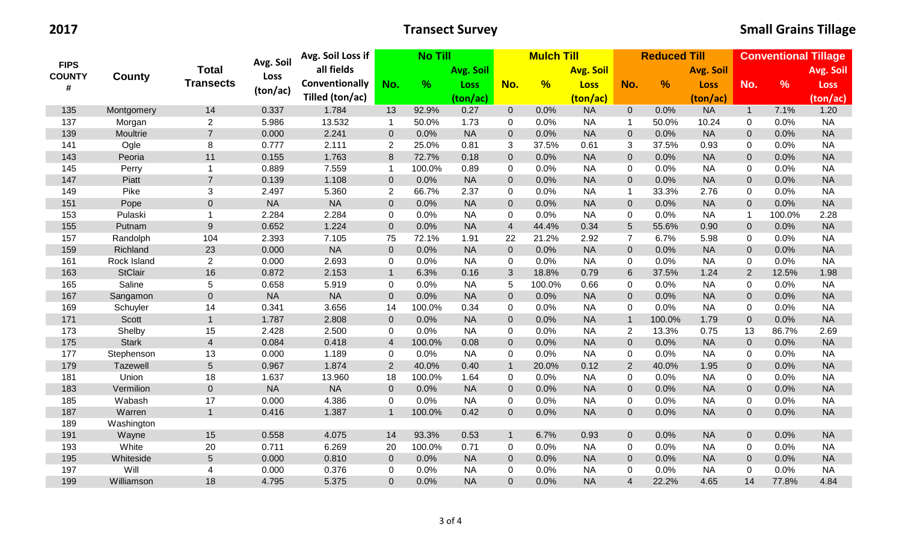**2017** **Transect Survey** **Small Grains Tillage**

| FIPS COUNTY # | County | Total Transects | Avg. Soil Loss (ton/ac) | Avg. Soil Loss if all fields Conventionally Tilled (ton/ac) | No Till | | | Mulch Till | | | Reduced Till | | | Conventional Tillage | | |
|---|---|---|---|---|---|---|---|---|---|---|---|---|---|---|---|---|
| | | | | | No. | % | Avg. Soil Loss (ton/ac) | No. | % | Avg. Soil Loss (ton/ac) | No. | % | Avg. Soil Loss (ton/ac) | No. | % | Avg. Soil Loss (ton/ac) |
| 135 | Montgomery | 14 | 0.337 | 1.784 | 13 | 92.9% | 0.27 | 0 | 0.0% | NA | 0 | 0.0% | NA | 1 | 7.1% | 1.20 |
| 137 | Morgan | 2 | 5.986 | 13.532 | 1 | 50.0% | 1.73 | 0 | 0.0% | NA | 1 | 50.0% | 10.24 | 0 | 0.0% | NA |
| 139 | Moultrie | 7 | 0.000 | 2.241 | 0 | 0.0% | NA | 0 | 0.0% | NA | 0 | 0.0% | NA | 0 | 0.0% | NA |
| 141 | Ogle | 8 | 0.777 | 2.111 | 2 | 25.0% | 0.81 | 3 | 37.5% | 0.61 | 3 | 37.5% | 0.93 | 0 | 0.0% | NA |
| 143 | Peoria | 11 | 0.155 | 1.763 | 8 | 72.7% | 0.18 | 0 | 0.0% | NA | 0 | 0.0% | NA | 0 | 0.0% | NA |
| 145 | Perry | 1 | 0.889 | 7.559 | 1 | 100.0% | 0.89 | 0 | 0.0% | NA | 0 | 0.0% | NA | 0 | 0.0% | NA |
| 147 | Piatt | 7 | 0.139 | 1.108 | 0 | 0.0% | NA | 0 | 0.0% | NA | 0 | 0.0% | NA | 0 | 0.0% | NA |
| 149 | Pike | 3 | 2.497 | 5.360 | 2 | 66.7% | 2.37 | 0 | 0.0% | NA | 1 | 33.3% | 2.76 | 0 | 0.0% | NA |
| 151 | Pope | 0 | NA | NA | 0 | 0.0% | NA | 0 | 0.0% | NA | 0 | 0.0% | NA | 0 | 0.0% | NA |
| 153 | Pulaski | 1 | 2.284 | 2.284 | 0 | 0.0% | NA | 0 | 0.0% | NA | 0 | 0.0% | NA | 1 | 100.0% | 2.28 |
| 155 | Putnam | 9 | 0.652 | 1.224 | 0 | 0.0% | NA | 4 | 44.4% | 0.34 | 5 | 55.6% | 0.90 | 0 | 0.0% | NA |
| 157 | Randolph | 104 | 2.393 | 7.105 | 75 | 72.1% | 1.91 | 22 | 21.2% | 2.92 | 7 | 6.7% | 5.98 | 0 | 0.0% | NA |
| 159 | Richland | 23 | 0.000 | NA | 0 | 0.0% | NA | 0 | 0.0% | NA | 0 | 0.0% | NA | 0 | 0.0% | NA |
| 161 | Rock Island | 2 | 0.000 | 2.693 | 0 | 0.0% | NA | 0 | 0.0% | NA | 0 | 0.0% | NA | 0 | 0.0% | NA |
| 163 | StClair | 16 | 0.872 | 2.153 | 1 | 6.3% | 0.16 | 3 | 18.8% | 0.79 | 6 | 37.5% | 1.24 | 2 | 12.5% | 1.98 |
| 165 | Saline | 5 | 0.658 | 5.919 | 0 | 0.0% | NA | 5 | 100.0% | 0.66 | 0 | 0.0% | NA | 0 | 0.0% | NA |
| 167 | Sangamon | 0 | NA | NA | 0 | 0.0% | NA | 0 | 0.0% | NA | 0 | 0.0% | NA | 0 | 0.0% | NA |
| 169 | Schuyler | 14 | 0.341 | 3.656 | 14 | 100.0% | 0.34 | 0 | 0.0% | NA | 0 | 0.0% | NA | 0 | 0.0% | NA |
| 171 | Scott | 1 | 1.787 | 2.808 | 0 | 0.0% | NA | 0 | 0.0% | NA | 1 | 100.0% | 1.79 | 0 | 0.0% | NA |
| 173 | Shelby | 15 | 2.428 | 2.500 | 0 | 0.0% | NA | 0 | 0.0% | NA | 2 | 13.3% | 0.75 | 13 | 86.7% | 2.69 |
| 175 | Stark | 4 | 0.084 | 0.418 | 4 | 100.0% | 0.08 | 0 | 0.0% | NA | 0 | 0.0% | NA | 0 | 0.0% | NA |
| 177 | Stephenson | 13 | 0.000 | 1.189 | 0 | 0.0% | NA | 0 | 0.0% | NA | 0 | 0.0% | NA | 0 | 0.0% | NA |
| 179 | Tazewell | 5 | 0.967 | 1.874 | 2 | 40.0% | 0.40 | 1 | 20.0% | 0.12 | 2 | 40.0% | 1.95 | 0 | 0.0% | NA |
| 181 | Union | 18 | 1.637 | 13.960 | 18 | 100.0% | 1.64 | 0 | 0.0% | NA | 0 | 0.0% | NA | 0 | 0.0% | NA |
| 183 | Vermilion | 0 | NA | NA | 0 | 0.0% | NA | 0 | 0.0% | NA | 0 | 0.0% | NA | 0 | 0.0% | NA |
| 185 | Wabash | 17 | 0.000 | 4.386 | 0 | 0.0% | NA | 0 | 0.0% | NA | 0 | 0.0% | NA | 0 | 0.0% | NA |
| 187 | Warren | 1 | 0.416 | 1.387 | 1 | 100.0% | 0.42 | 0 | 0.0% | NA | 0 | 0.0% | NA | 0 | 0.0% | NA |
| 189 | Washington | | | | | | | | | | | | | | | |
| 191 | Wayne | 15 | 0.558 | 4.075 | 14 | 93.3% | 0.53 | 1 | 6.7% | 0.93 | 0 | 0.0% | NA | 0 | 0.0% | NA |
| 193 | White | 20 | 0.711 | 6.269 | 20 | 100.0% | 0.71 | 0 | 0.0% | NA | 0 | 0.0% | NA | 0 | 0.0% | NA |
| 195 | Whiteside | 5 | 0.000 | 0.810 | 0 | 0.0% | NA | 0 | 0.0% | NA | 0 | 0.0% | NA | 0 | 0.0% | NA |
| 197 | Will | 4 | 0.000 | 0.376 | 0 | 0.0% | NA | 0 | 0.0% | NA | 0 | 0.0% | NA | 0 | 0.0% | NA |
| 199 | Williamson | 18 | 4.795 | 5.375 | 0 | 0.0% | NA | 0 | 0.0% | NA | 4 | 22.2% | 4.65 | 14 | 77.8% | 4.84 |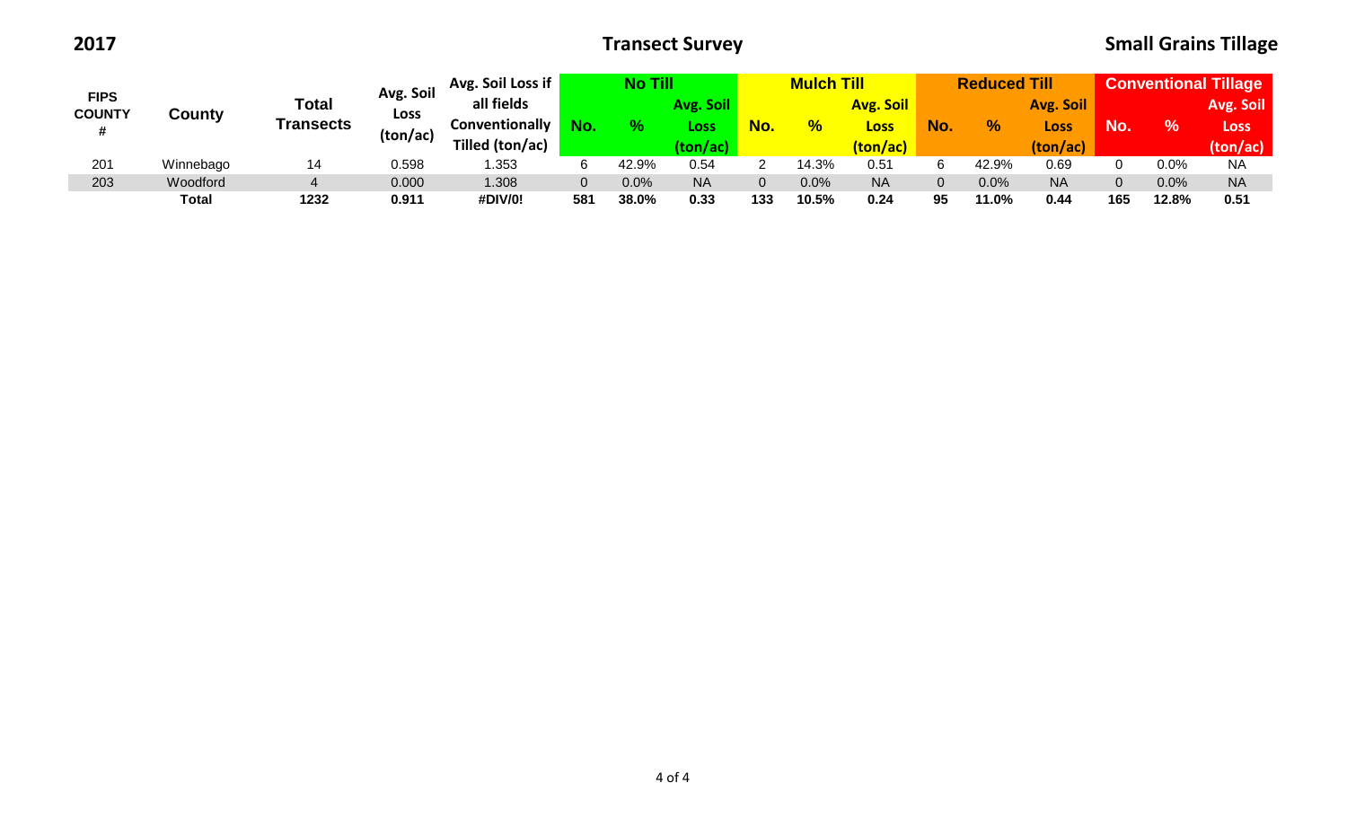2017

# Transect Survey

## Small Grains Tillage

| FIPS COUNTY # | County | Total Transects | Avg. Soil Loss (ton/ac) | Avg. Soil Loss if all fields Conventionally Tilled (ton/ac) | No Till | | | Mulch Till | | | Reduced Till | | | Conventional Tillage | | |
|---|---|---|---|---|---|---|---|---|---|---|---|---|---|---|---|---|
| | | | | | No. | % | Avg. Soil Loss (ton/ac) | No. | % | Avg. Soil Loss (ton/ac) | No. | % | Avg. Soil Loss (ton/ac) | No. | % | Avg. Soil Loss (ton/ac) |
| 201 | Winnebago | 14 | 0.598 | 1.353 | 6 | 42.9% | 0.54 | 2 | 14.3% | 0.51 | 6 | 42.9% | 0.69 | 0 | 0.0% | NA |
| 203 | Woodford | 4 | 0.000 | 1.308 | 0 | 0.0% | NA | 0 | 0.0% | NA | 0 | 0.0% | NA | 0 | 0.0% | NA |
| | **Total** | **1232** | **0.911** | **#DIV/0!** | **581** | **38.0%** | **0.33** | **133** | **10.5%** | **0.24** | **95** | **11.0%** | **0.44** | **165** | **12.8%** | **0.51** |